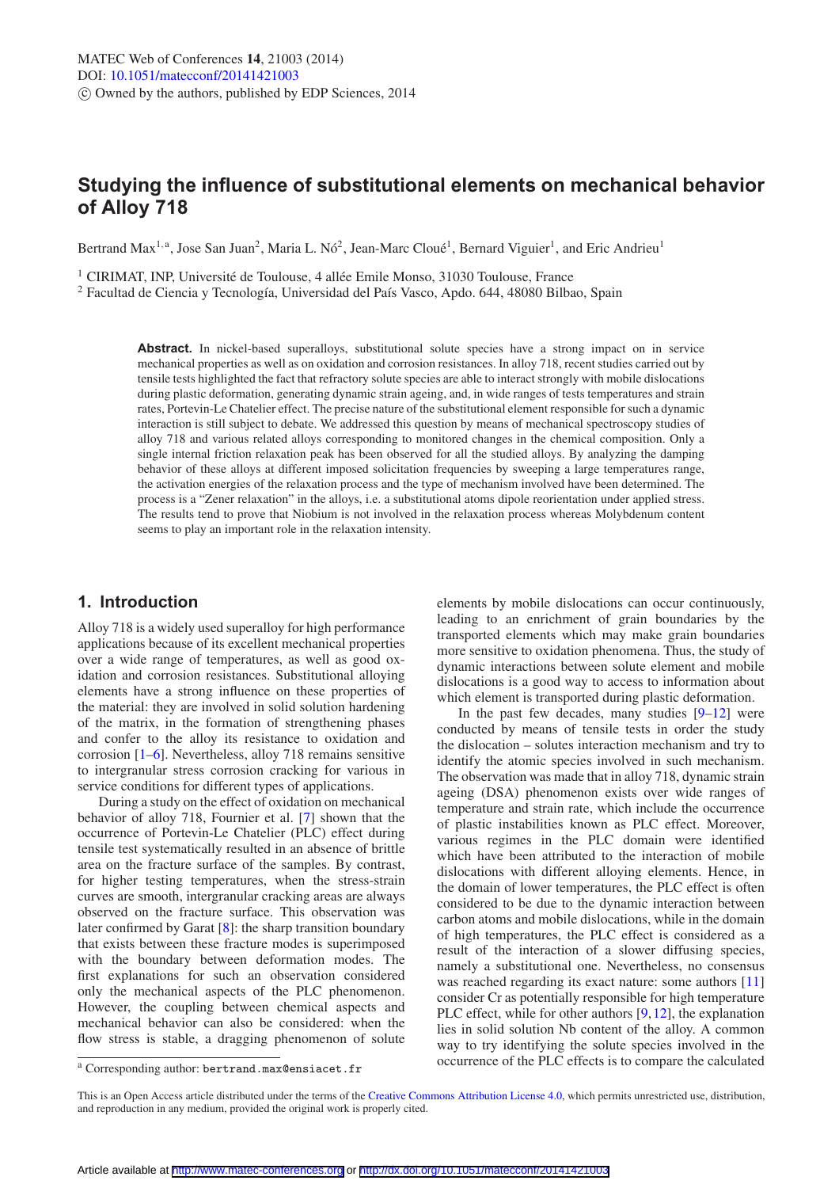# Studying the influence of substitutional elements on mechanical behavior of Alloy 718

Bertrand Max[1,a], Jose San Juan[2], Maria L. Nó[2], Jean-Marc Cloué[1], Bernard Viguier[1], and Eric Andrieu[1]

[1] CIRIMAT, INP, Université de Toulouse, 4 allée Emile Monso, 31030 Toulouse, France

[2] Facultad de Ciencia y Tecnología, Universidad del País Vasco, Apdo. 644, 48080 Bilbao, Spain

**Abstract.** In nickel-based superalloys, substitutional solute species have a strong impact on in service mechanical properties as well as on oxidation and corrosion resistances. In alloy 718, recent studies carried out by tensile tests highlighted the fact that refractory solute species are able to interact strongly with mobile dislocations during plastic deformation, generating dynamic strain ageing, and, in wide ranges of tests temperatures and strain rates, Portevin-Le Chatelier effect. The precise nature of the substitutional element responsible for such a dynamic interaction is still subject to debate. We addressed this question by means of mechanical spectroscopy studies of alloy 718 and various related alloys corresponding to monitored changes in the chemical composition. Only a single internal friction relaxation peak has been observed for all the studied alloys. By analyzing the damping behavior of these alloys at different imposed solicitation frequencies by sweeping a large temperatures range, the activation energies of the relaxation process and the type of mechanism involved have been determined. The process is a "Zener relaxation" in the alloys, i.e. a substitutional atoms dipole reorientation under applied stress. The results tend to prove that Niobium is not involved in the relaxation process whereas Molybdenum content seems to play an important role in the relaxation intensity.

## 1. Introduction

Alloy 718 is a widely used superalloy for high performance applications because of its excellent mechanical properties over a wide range of temperatures, as well as good oxidation and corrosion resistances. Substitutional alloying elements have a strong influence on these properties of the material: they are involved in solid solution hardening of the matrix, in the formation of strengthening phases and confer to the alloy its resistance to oxidation and corrosion [1–6]. Nevertheless, alloy 718 remains sensitive to intergranular stress corrosion cracking for various in service conditions for different types of applications.

During a study on the effect of oxidation on mechanical behavior of alloy 718, Fournier et al. [7] shown that the occurrence of Portevin-Le Chatelier (PLC) effect during tensile test systematically resulted in an absence of brittle area on the fracture surface of the samples. By contrast, for higher testing temperatures, when the stress-strain curves are smooth, intergranular cracking areas are always observed on the fracture surface. This observation was later confirmed by Garat [8]: the sharp transition boundary that exists between these fracture modes is superimposed with the boundary between deformation modes. The first explanations for such an observation considered only the mechanical aspects of the PLC phenomenon. However, the coupling between chemical aspects and mechanical behavior can also be considered: when the flow stress is stable, a dragging phenomenon of solute elements by mobile dislocations can occur continuously, leading to an enrichment of grain boundaries by the transported elements which may make grain boundaries more sensitive to oxidation phenomena. Thus, the study of dynamic interactions between solute element and mobile dislocations is a good way to access to information about which element is transported during plastic deformation.

In the past few decades, many studies [9–12] were conducted by means of tensile tests in order the study the dislocation – solutes interaction mechanism and try to identify the atomic species involved in such mechanism. The observation was made that in alloy 718, dynamic strain ageing (DSA) phenomenon exists over wide ranges of temperature and strain rate, which include the occurrence of plastic instabilities known as PLC effect. Moreover, various regimes in the PLC domain were identified which have been attributed to the interaction of mobile dislocations with different alloying elements. Hence, in the domain of lower temperatures, the PLC effect is often considered to be due to the dynamic interaction between carbon atoms and mobile dislocations, while in the domain of high temperatures, the PLC effect is considered as a result of the interaction of a slower diffusing species, namely a substitutional one. Nevertheless, no consensus was reached regarding its exact nature: some authors [11] consider Cr as potentially responsible for high temperature PLC effect, while for other authors [9,12], the explanation lies in solid solution Nb content of the alloy. A common way to try identifying the solute species involved in the occurrence of the PLC effects is to compare the calculated

[a] Corresponding author: bertrand.max@ensiacet.fr

This is an Open Access article distributed under the terms of the Creative Commons Attribution License 4.0, which permits unrestricted use, distribution, and reproduction in any medium, provided the original work is properly cited.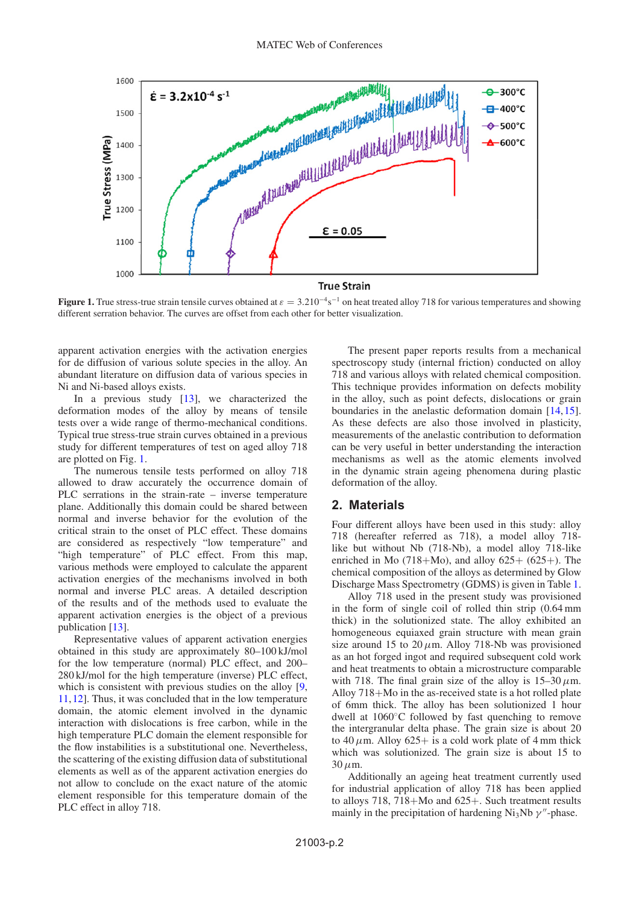**Figure 1.** True stress-true strain tensile curves obtained at $\varepsilon = 3.210^{-4}\text{s}^{-1}$ on heat treated alloy 718 for various temperatures and showing different serration behavior. The curves are offset from each other for better visualization.

apparent activation energies with the activation energies for de diffusion of various solute species in the alloy. An abundant literature on diffusion data of various species in Ni and Ni-based alloys exists.

In a previous study [13], we characterized the deformation modes of the alloy by means of tensile tests over a wide range of thermo-mechanical conditions. Typical true stress-true strain curves obtained in a previous study for different temperatures of test on aged alloy 718 are plotted on Fig. 1.

The numerous tensile tests performed on alloy 718 allowed to draw accurately the occurrence domain of PLC serrations in the strain-rate – inverse temperature plane. Additionally this domain could be shared between normal and inverse behavior for the evolution of the critical strain to the onset of PLC effect. These domains are considered as respectively "low temperature" and "high temperature" of PLC effect. From this map, various methods were employed to calculate the apparent activation energies of the mechanisms involved in both normal and inverse PLC areas. A detailed description of the results and of the methods used to evaluate the apparent activation energies is the object of a previous publication [13].

Representative values of apparent activation energies obtained in this study are approximately 80–100 kJ/mol for the low temperature (normal) PLC effect, and 200–280 kJ/mol for the high temperature (inverse) PLC effect, which is consistent with previous studies on the alloy [9, 11, 12]. Thus, it was concluded that in the low temperature domain, the atomic element involved in the dynamic interaction with dislocations is free carbon, while in the high temperature PLC domain the element responsible for the flow instabilities is a substitutional one. Nevertheless, the scattering of the existing diffusion data of substitutional elements as well as of the apparent activation energies do not allow to conclude on the exact nature of the atomic element responsible for this temperature domain of the PLC effect in alloy 718.

The present paper reports results from a mechanical spectroscopy study (internal friction) conducted on alloy 718 and various alloys with related chemical composition. This technique provides information on defects mobility in the alloy, such as point defects, dislocations or grain boundaries in the anelastic deformation domain [14, 15]. As these defects are also those involved in plasticity, measurements of the anelastic contribution to deformation can be very useful in better understanding the interaction mechanisms as well as the atomic elements involved in the dynamic strain ageing phenomena during plastic deformation of the alloy.

## 2. Materials

Four different alloys have been used in this study: alloy 718 (hereafter referred as 718), a model alloy 718-like but without Nb (718-Nb), a model alloy 718-like enriched in Mo (718+Mo), and alloy 625+ (625+). The chemical composition of the alloys as determined by Glow Discharge Mass Spectrometry (GDMS) is given in Table 1.

Alloy 718 used in the present study was provisioned in the form of single coil of rolled thin strip (0.64 mm thick) in the solutionized state. The alloy exhibited an homogeneous equiaxed grain structure with mean grain size around 15 to 20 $\mu$m. Alloy 718-Nb was provisioned as an hot forged ingot and required subsequent cold work and heat treatments to obtain a microstructure comparable with 718. The final grain size of the alloy is 15–30 $\mu$m. Alloy 718+Mo in the as-received state is a hot rolled plate of 6mm thick. The alloy has been solutionized 1 hour dwell at 1060°C followed by fast quenching to remove the intergranular delta phase. The grain size is about 20 to 40 $\mu$m. Alloy 625+ is a cold work plate of 4 mm thick which was solutionized. The grain size is about 15 to 30 $\mu$m.

Additionally an ageing heat treatment currently used for industrial application of alloy 718 has been applied to alloys 718, 718+Mo and 625+. Such treatment results mainly in the precipitation of hardening $Ni_3Nb$ $\gamma''$-phase.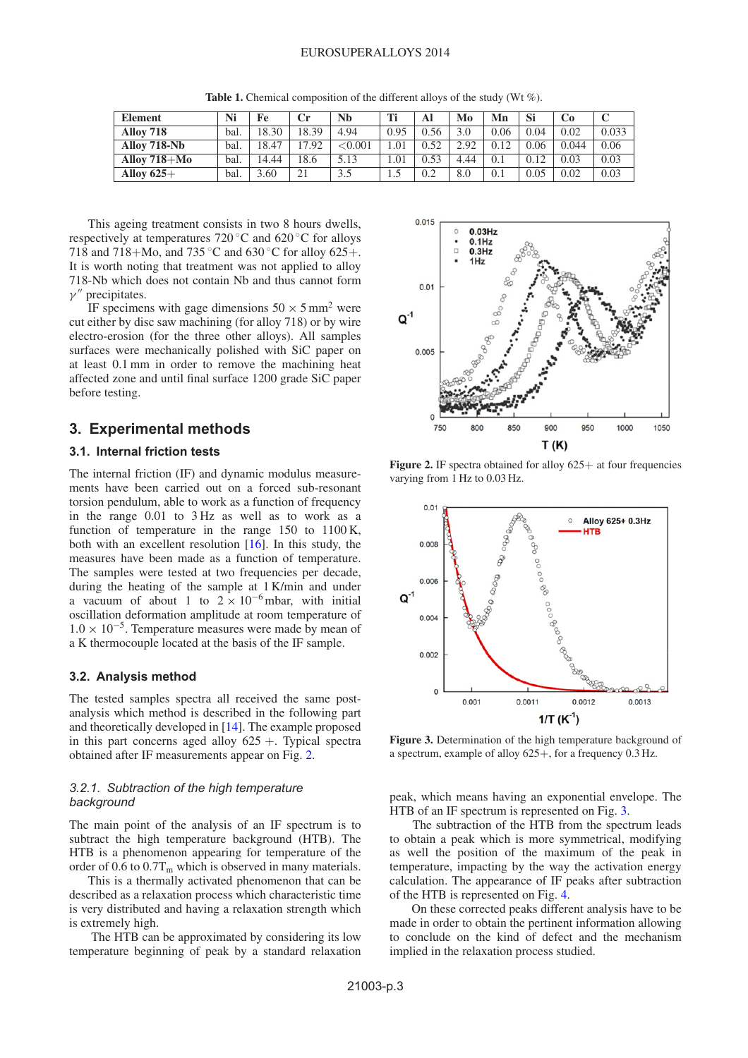**Table 1.** Chemical composition of the different alloys of the study (Wt %).

| Element | Ni | Fe | Cr | Nb | Ti | Al | Mo | Mn | Si | Co | C |
|---|---|---|---|---|---|---|---|---|---|---|---|
| **Alloy 718** | bal. | 18.30 | 18.39 | 4.94 | 0.95 | 0.56 | 3.0 | 0.06 | 0.04 | 0.02 | 0.033 |
| **Alloy 718-Nb** | bal. | 18.47 | 17.92 | <0.001 | 1.01 | 0.52 | 2.92 | 0.12 | 0.06 | 0.044 | 0.06 |
| **Alloy 718+Mo** | bal. | 14.44 | 18.6 | 5.13 | 1.01 | 0.53 | 4.44 | 0.1 | 0.12 | 0.03 | 0.03 |
| **Alloy 625+** | bal. | 3.60 | 21 | 3.5 | 1.5 | 0.2 | 8.0 | 0.1 | 0.05 | 0.02 | 0.03 |

This ageing treatment consists in two 8 hours dwells, respectively at temperatures 720 °C and 620 °C for alloys 718 and 718+Mo, and 735 °C and 630 °C for alloy 625+. It is worth noting that treatment was not applied to alloy 718-Nb which does not contain Nb and thus cannot form $\gamma''$ precipitates.

IF specimens with gage dimensions $50 \times 5\,\text{mm}^2$ were cut either by disc saw machining (for alloy 718) or by wire electro-erosion (for the three other alloys). All samples surfaces were mechanically polished with SiC paper on at least 0.1 mm in order to remove the machining heat affected zone and until final surface 1200 grade SiC paper before testing.

## 3. Experimental methods

### 3.1. Internal friction tests

The internal friction (IF) and dynamic modulus measurements have been carried out on a forced sub-resonant torsion pendulum, able to work as a function of frequency in the range 0.01 to 3 Hz as well as to work as a function of temperature in the range 150 to 1100 K, both with an excellent resolution [16]. In this study, the measures have been made as a function of temperature. The samples were tested at two frequencies per decade, during the heating of the sample at 1 K/min and under a vacuum of about 1 to $2 \times 10^{-6}$ mbar, with initial oscillation deformation amplitude at room temperature of $1.0 \times 10^{-5}$. Temperature measures were made by mean of a K thermocouple located at the basis of the IF sample.

### 3.2. Analysis method

The tested samples spectra all received the same post-analysis which method is described in the following part and theoretically developed in [14]. The example proposed in this part concerns aged alloy 625 +. Typical spectra obtained after IF measurements appear on Fig. 2.

#### *3.2.1. Subtraction of the high temperature background*

The main point of the analysis of an IF spectrum is to subtract the high temperature background (HTB). The HTB is a phenomenon appearing for temperature of the order of 0.6 to $0.7T_m$ which is observed in many materials.

This is a thermally activated phenomenon that can be described as a relaxation process which characteristic time is very distributed and having a relaxation strength which is extremely high.

The HTB can be approximated by considering its low temperature beginning of peak by a standard relaxation peak, which means having an exponential envelope. The HTB of an IF spectrum is represented on Fig. 3.

The subtraction of the HTB from the spectrum leads to obtain a peak which is more symmetrical, modifying as well the position of the maximum of the peak in temperature, impacting by the way the activation energy calculation. The appearance of IF peaks after subtraction of the HTB is represented on Fig. 4.

On these corrected peaks different analysis have to be made in order to obtain the pertinent information allowing to conclude on the kind of defect and the mechanism implied in the relaxation process studied.

**Figure 2.** IF spectra obtained for alloy 625+ at four frequencies varying from 1 Hz to 0.03 Hz.

**Figure 3.** Determination of the high temperature background of a spectrum, example of alloy 625+, for a frequency 0.3 Hz.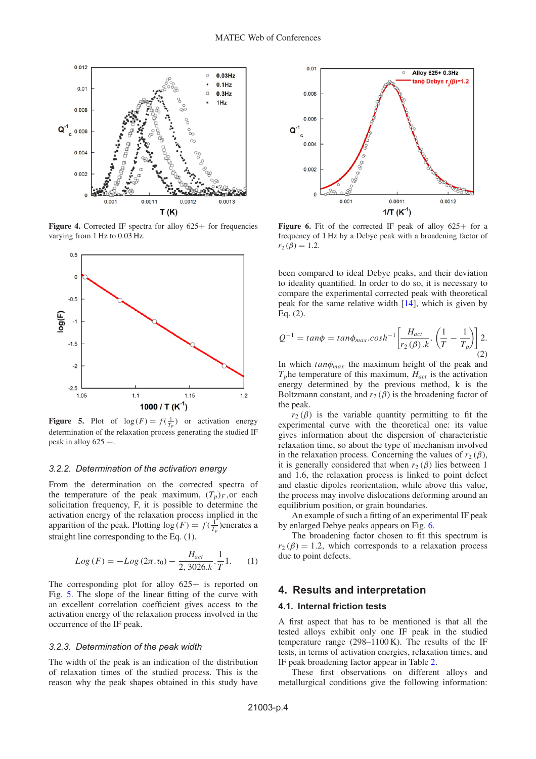**Figure 4.** Corrected IF spectra for alloy 625+ for frequencies varying from 1 Hz to 0.03 Hz.

**Figure 5.** Plot of $\log(F) = f(\frac{1}{T_p})$ or activation energy determination of the relaxation process generating the studied IF peak in alloy 625 +.

### 3.2.2. Determination of the activation energy

From the determination on the corrected spectra of the temperature of the peak maximum, $(T_p)_F$,or each solicitation frequency, F, it is possible to determine the activation energy of the relaxation process implied in the apparition of the peak. Plotting $\log(F) = f(\frac{1}{T_p})$enerates a straight line corresponding to the Eq. (1).

$$Log\,(F) = -Log\,(2\pi.\tau_0) - \frac{H_{act}}{2,3026.k}.\frac{1}{T}1. \quad (1)$$

The corresponding plot for alloy 625+ is reported on Fig. 5. The slope of the linear fitting of the curve with an excellent correlation coefficient gives access to the activation energy of the relaxation process involved in the occurrence of the IF peak.

### 3.2.3. Determination of the peak width

The width of the peak is an indication of the distribution of relaxation times of the studied process. This is the reason why the peak shapes obtained in this study have been compared to ideal Debye peaks, and their deviation to ideality quantified. In order to do so, it is necessary to compare the experimental corrected peak with theoretical peak for the same relative width [14], which is given by Eq. (2).

$$Q^{-1} = tan\phi = tan\phi_{max}.cosh^{-1}\left[\frac{H_{act}}{r_2\,(\beta)\,.k}.\left(\frac{1}{T} - \frac{1}{T_p}\right)\right]2. \quad (2)$$

In which $tan\phi_{max}$ the maximum height of the peak and $T_p$he temperature of this maximum, $H_{act}$ is the activation energy determined by the previous method, k is the Boltzmann constant, and $r_2\,(\beta)$ is the broadening factor of the peak.

$r_2\,(\beta)$ is the variable quantity permitting to fit the experimental curve with the theoretical one: its value gives information about the dispersion of characteristic relaxation time, so about the type of mechanism involved in the relaxation process. Concerning the values of $r_2\,(\beta)$, it is generally considered that when $r_2\,(\beta)$ lies between 1 and 1.6, the relaxation process is linked to point defect and elastic dipoles reorientation, while above this value, the process may involve dislocations deforming around an equilibrium position, or grain boundaries.

An example of such a fitting of an experimental IF peak by enlarged Debye peaks appears on Fig. 6.

The broadening factor chosen to fit this spectrum is $r_2\,(\beta) = 1.2$, which corresponds to a relaxation process due to point defects.

**Figure 6.** Fit of the corrected IF peak of alloy 625+ for a frequency of 1 Hz by a Debye peak with a broadening factor of $r_2\,(\beta) = 1.2$.

## 4. Results and interpretation

### 4.1. Internal friction tests

A first aspect that has to be mentioned is that all the tested alloys exhibit only one IF peak in the studied temperature range (298–1100 K). The results of the IF tests, in terms of activation energies, relaxation times, and IF peak broadening factor appear in Table 2.

These first observations on different alloys and metallurgical conditions give the following information: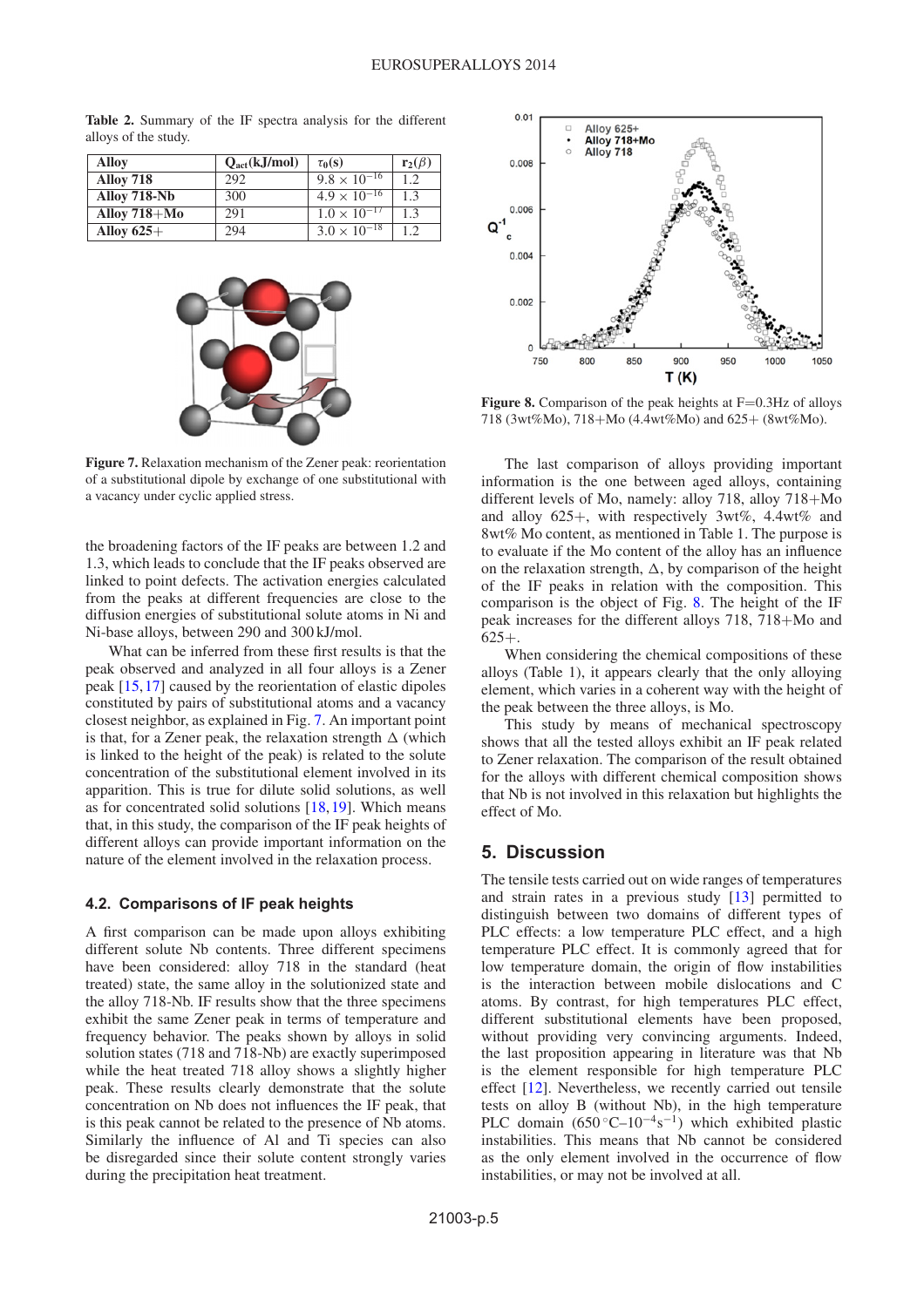**Table 2.** Summary of the IF spectra analysis for the different alloys of the study.

| Alloy | $Q_{act}$(kJ/mol) | $\tau_0$(s) | $r_2(\beta)$ |
|---|---|---|---|
| **Alloy 718** | 292 | $9.8 \times 10^{-16}$ | 1.2 |
| **Alloy 718-Nb** | 300 | $4.9 \times 10^{-16}$ | 1.3 |
| **Alloy 718+Mo** | 291 | $1.0 \times 10^{-17}$ | 1.3 |
| **Alloy 625+** | 294 | $3.0 \times 10^{-18}$ | 1.2 |

**Figure 7.** Relaxation mechanism of the Zener peak: reorientation of a substitutional dipole by exchange of one substitutional with a vacancy under cyclic applied stress.

the broadening factors of the IF peaks are between 1.2 and 1.3, which leads to conclude that the IF peaks observed are linked to point defects. The activation energies calculated from the peaks at different frequencies are close to the diffusion energies of substitutional solute atoms in Ni and Ni-base alloys, between 290 and 300 kJ/mol.

What can be inferred from these first results is that the peak observed and analyzed in all four alloys is a Zener peak [15,17] caused by the reorientation of elastic dipoles constituted by pairs of substitutional atoms and a vacancy closest neighbor, as explained in Fig. 7. An important point is that, for a Zener peak, the relaxation strength $\Delta$ (which is linked to the height of the peak) is related to the solute concentration of the substitutional element involved in its apparition. This is true for dilute solid solutions, as well as for concentrated solid solutions [18,19]. Which means that, in this study, the comparison of the IF peak heights of different alloys can provide important information on the nature of the element involved in the relaxation process.

### 4.2. Comparisons of IF peak heights

A first comparison can be made upon alloys exhibiting different solute Nb contents. Three different specimens have been considered: alloy 718 in the standard (heat treated) state, the same alloy in the solutionized state and the alloy 718-Nb. IF results show that the three specimens exhibit the same Zener peak in terms of temperature and frequency behavior. The peaks shown by alloys in solid solution states (718 and 718-Nb) are exactly superimposed while the heat treated 718 alloy shows a slightly higher peak. These results clearly demonstrate that the solute concentration on Nb does not influences the IF peak, that is this peak cannot be related to the presence of Nb atoms. Similarly the influence of Al and Ti species can also be disregarded since their solute content strongly varies during the precipitation heat treatment.

**Figure 8.** Comparison of the peak heights at F=0.3Hz of alloys 718 (3wt%Mo), 718+Mo (4.4wt%Mo) and 625+ (8wt%Mo).

The last comparison of alloys providing important information is the one between aged alloys, containing different levels of Mo, namely: alloy 718, alloy 718+Mo and alloy 625+, with respectively 3wt%, 4.4wt% and 8wt% Mo content, as mentioned in Table 1. The purpose is to evaluate if the Mo content of the alloy has an influence on the relaxation strength, $\Delta$, by comparison of the height of the IF peaks in relation with the composition. This comparison is the object of Fig. 8. The height of the IF peak increases for the different alloys 718, 718+Mo and 625+.

When considering the chemical compositions of these alloys (Table 1), it appears clearly that the only alloying element, which varies in a coherent way with the height of the peak between the three alloys, is Mo.

This study by means of mechanical spectroscopy shows that all the tested alloys exhibit an IF peak related to Zener relaxation. The comparison of the result obtained for the alloys with different chemical composition shows that Nb is not involved in this relaxation but highlights the effect of Mo.

## 5. Discussion

The tensile tests carried out on wide ranges of temperatures and strain rates in a previous study [13] permitted to distinguish between two domains of different types of PLC effects: a low temperature PLC effect, and a high temperature PLC effect. It is commonly agreed that for low temperature domain, the origin of flow instabilities is the interaction between mobile dislocations and C atoms. By contrast, for high temperatures PLC effect, different substitutional elements have been proposed, without providing very convincing arguments. Indeed, the last proposition appearing in literature was that Nb is the element responsible for high temperature PLC effect [12]. Nevertheless, we recently carried out tensile tests on alloy B (without Nb), in the high temperature PLC domain ($650\,^{\circ}$C–$10^{-4}$s$^{-1}$) which exhibited plastic instabilities. This means that Nb cannot be considered as the only element involved in the occurrence of flow instabilities, or may not be involved at all.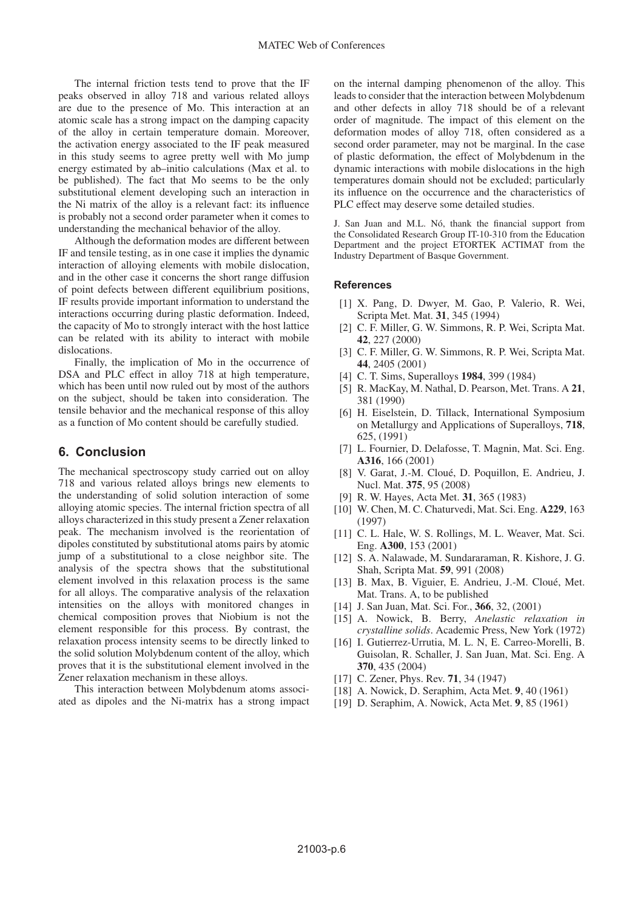The internal friction tests tend to prove that the IF peaks observed in alloy 718 and various related alloys are due to the presence of Mo. This interaction at an atomic scale has a strong impact on the damping capacity of the alloy in certain temperature domain. Moreover, the activation energy associated to the IF peak measured in this study seems to agree pretty well with Mo jump energy estimated by ab–initio calculations (Max et al. to be published). The fact that Mo seems to be the only substitutional element developing such an interaction in the Ni matrix of the alloy is a relevant fact: its influence is probably not a second order parameter when it comes to understanding the mechanical behavior of the alloy.

Although the deformation modes are different between IF and tensile testing, as in one case it implies the dynamic interaction of alloying elements with mobile dislocation, and in the other case it concerns the short range diffusion of point defects between different equilibrium positions, IF results provide important information to understand the interactions occurring during plastic deformation. Indeed, the capacity of Mo to strongly interact with the host lattice can be related with its ability to interact with mobile dislocations.

Finally, the implication of Mo in the occurrence of DSA and PLC effect in alloy 718 at high temperature, which has been until now ruled out by most of the authors on the subject, should be taken into consideration. The tensile behavior and the mechanical response of this alloy as a function of Mo content should be carefully studied.

## 6. Conclusion

The mechanical spectroscopy study carried out on alloy 718 and various related alloys brings new elements to the understanding of solid solution interaction of some alloying atomic species. The internal friction spectra of all alloys characterized in this study present a Zener relaxation peak. The mechanism involved is the reorientation of dipoles constituted by substitutional atoms pairs by atomic jump of a substitutional to a close neighbor site. The analysis of the spectra shows that the substitutional element involved in this relaxation process is the same for all alloys. The comparative analysis of the relaxation intensities on the alloys with monitored changes in chemical composition proves that Niobium is not the element responsible for this process. By contrast, the relaxation process intensity seems to be directly linked to the solid solution Molybdenum content of the alloy, which proves that it is the substitutional element involved in the Zener relaxation mechanism in these alloys.

This interaction between Molybdenum atoms associated as dipoles and the Ni-matrix has a strong impact on the internal damping phenomenon of the alloy. This leads to consider that the interaction between Molybdenum and other defects in alloy 718 should be of a relevant order of magnitude. The impact of this element on the deformation modes of alloy 718, often considered as a second order parameter, may not be marginal. In the case of plastic deformation, the effect of Molybdenum in the dynamic interactions with mobile dislocations in the high temperatures domain should not be excluded; particularly its influence on the occurrence and the characteristics of PLC effect may deserve some detailed studies.

J. San Juan and M.L. Nó, thank the financial support from the Consolidated Research Group IT-10-310 from the Education Department and the project ETORTEK ACTIMAT from the Industry Department of Basque Government.

### References

[1] X. Pang, D. Dwyer, M. Gao, P. Valerio, R. Wei, Scripta Met. Mat. **31**, 345 (1994)
[2] C. F. Miller, G. W. Simmons, R. P. Wei, Scripta Mat. **42**, 227 (2000)
[3] C. F. Miller, G. W. Simmons, R. P. Wei, Scripta Mat. **44**, 2405 (2001)
[4] C. T. Sims, Superalloys **1984**, 399 (1984)
[5] R. MacKay, M. Nathal, D. Pearson, Met. Trans. A **21**, 381 (1990)
[6] H. Eiselstein, D. Tillack, International Symposium on Metallurgy and Applications of Superalloys, **718**, 625, (1991)
[7] L. Fournier, D. Delafosse, T. Magnin, Mat. Sci. Eng. **A316**, 166 (2001)
[8] V. Garat, J.-M. Cloué, D. Poquillon, E. Andrieu, J. Nucl. Mat. **375**, 95 (2008)
[9] R. W. Hayes, Acta Met. **31**, 365 (1983)
[10] W. Chen, M. C. Chaturvedi, Mat. Sci. Eng. **A229**, 163 (1997)
[11] C. L. Hale, W. S. Rollings, M. L. Weaver, Mat. Sci. Eng. **A300**, 153 (2001)
[12] S. A. Nalawade, M. Sundararaman, R. Kishore, J. G. Shah, Scripta Mat. **59**, 991 (2008)
[13] B. Max, B. Viguier, E. Andrieu, J.-M. Cloué, Met. Mat. Trans. A, to be published
[14] J. San Juan, Mat. Sci. For., **366**, 32, (2001)
[15] A. Nowick, B. Berry, *Anelastic relaxation in crystalline solids*. Academic Press, New York (1972)
[16] I. Gutierrez-Urrutia, M. L. N, E. Carreo-Morelli, B. Guisolan, R. Schaller, J. San Juan, Mat. Sci. Eng. A **370**, 435 (2004)
[17] C. Zener, Phys. Rev. **71**, 34 (1947)
[18] A. Nowick, D. Seraphim, Acta Met. **9**, 40 (1961)
[19] D. Seraphim, A. Nowick, Acta Met. **9**, 85 (1961)